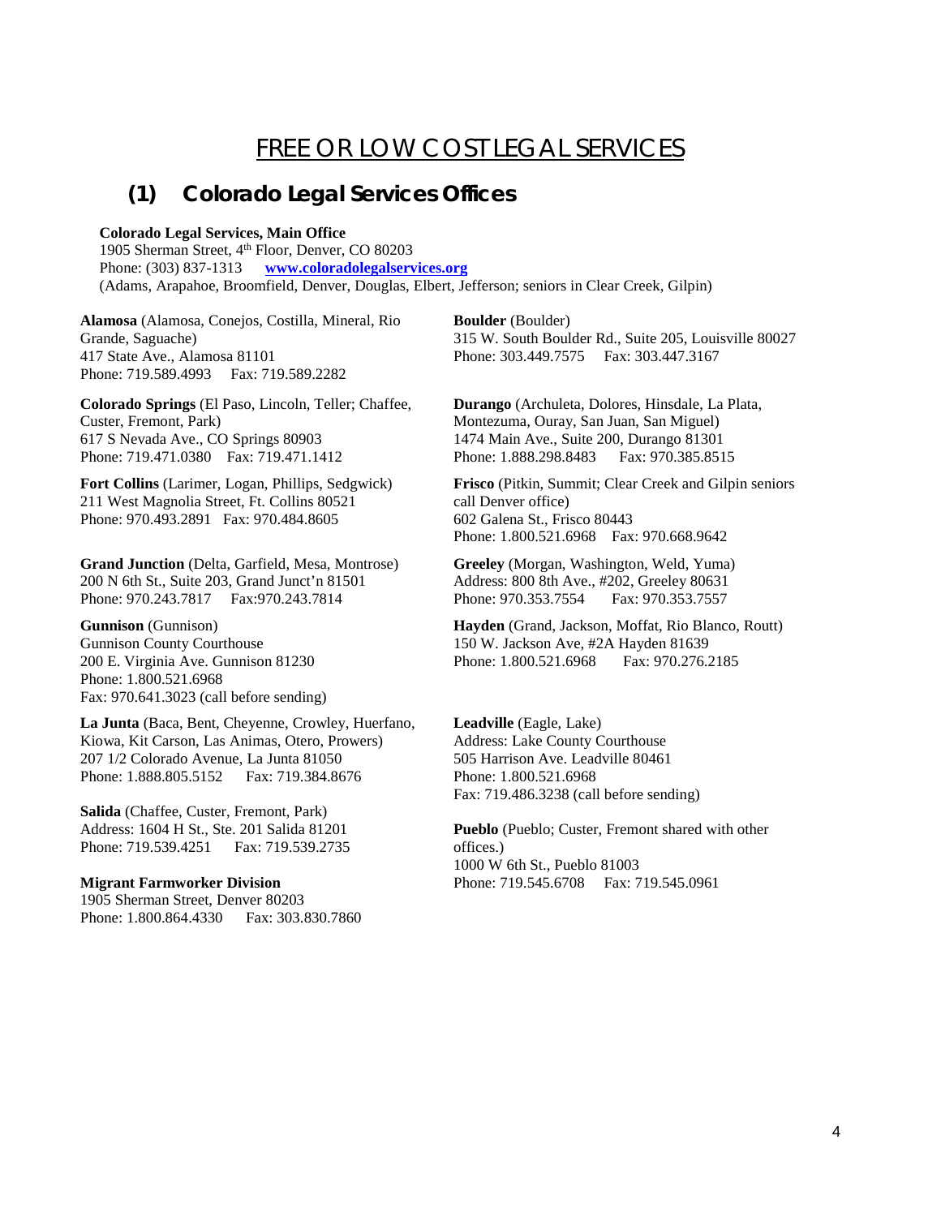# FREE OR LOW COST LEGAL SERVICES

## (1) Colorado Legal Services Offices

**Colorado Legal Services, Main Office**
1905 Sherman Street, 4th Floor, Denver, CO 80203
Phone: (303) 837-1313 **www.coloradolegalservices.org**
(Adams, Arapahoe, Broomfield, Denver, Douglas, Elbert, Jefferson; seniors in Clear Creek, Gilpin)

**Alamosa** (Alamosa, Conejos, Costilla, Mineral, Rio Grande, Saguache)
417 State Ave., Alamosa 81101
Phone: 719.589.4993 Fax: 719.589.2282

**Colorado Springs** (El Paso, Lincoln, Teller; Chaffee, Custer, Fremont, Park)
617 S Nevada Ave., CO Springs 80903
Phone: 719.471.0380 Fax: 719.471.1412

**Fort Collins** (Larimer, Logan, Phillips, Sedgwick)
211 West Magnolia Street, Ft. Collins 80521
Phone: 970.493.2891 Fax: 970.484.8605

**Grand Junction** (Delta, Garfield, Mesa, Montrose)
200 N 6th St., Suite 203, Grand Junct'n 81501
Phone: 970.243.7817 Fax:970.243.7814

**Gunnison** (Gunnison)
Gunnison County Courthouse
200 E. Virginia Ave. Gunnison 81230
Phone: 1.800.521.6968
Fax: 970.641.3023 (call before sending)

**La Junta** (Baca, Bent, Cheyenne, Crowley, Huerfano, Kiowa, Kit Carson, Las Animas, Otero, Prowers)
207 1/2 Colorado Avenue, La Junta 81050
Phone: 1.888.805.5152 Fax: 719.384.8676

**Salida** (Chaffee, Custer, Fremont, Park)
Address: 1604 H St., Ste. 201 Salida 81201
Phone: 719.539.4251 Fax: 719.539.2735

**Migrant Farmworker Division**
1905 Sherman Street, Denver 80203
Phone: 1.800.864.4330 Fax: 303.830.7860

**Boulder** (Boulder)
315 W. South Boulder Rd., Suite 205, Louisville 80027
Phone: 303.449.7575 Fax: 303.447.3167

**Durango** (Archuleta, Dolores, Hinsdale, La Plata, Montezuma, Ouray, San Juan, San Miguel)
1474 Main Ave., Suite 200, Durango 81301
Phone: 1.888.298.8483 Fax: 970.385.8515

**Frisco** (Pitkin, Summit; Clear Creek and Gilpin seniors call Denver office)
602 Galena St., Frisco 80443
Phone: 1.800.521.6968 Fax: 970.668.9642

**Greeley** (Morgan, Washington, Weld, Yuma)
Address: 800 8th Ave., #202, Greeley 80631
Phone: 970.353.7554 Fax: 970.353.7557

**Hayden** (Grand, Jackson, Moffat, Rio Blanco, Routt)
150 W. Jackson Ave, #2A Hayden 81639
Phone: 1.800.521.6968 Fax: 970.276.2185

**Leadville** (Eagle, Lake)
Address: Lake County Courthouse
505 Harrison Ave. Leadville 80461
Phone: 1.800.521.6968
Fax: 719.486.3238 (call before sending)

**Pueblo** (Pueblo; Custer, Fremont shared with other offices.)
1000 W 6th St., Pueblo 81003
Phone: 719.545.6708 Fax: 719.545.0961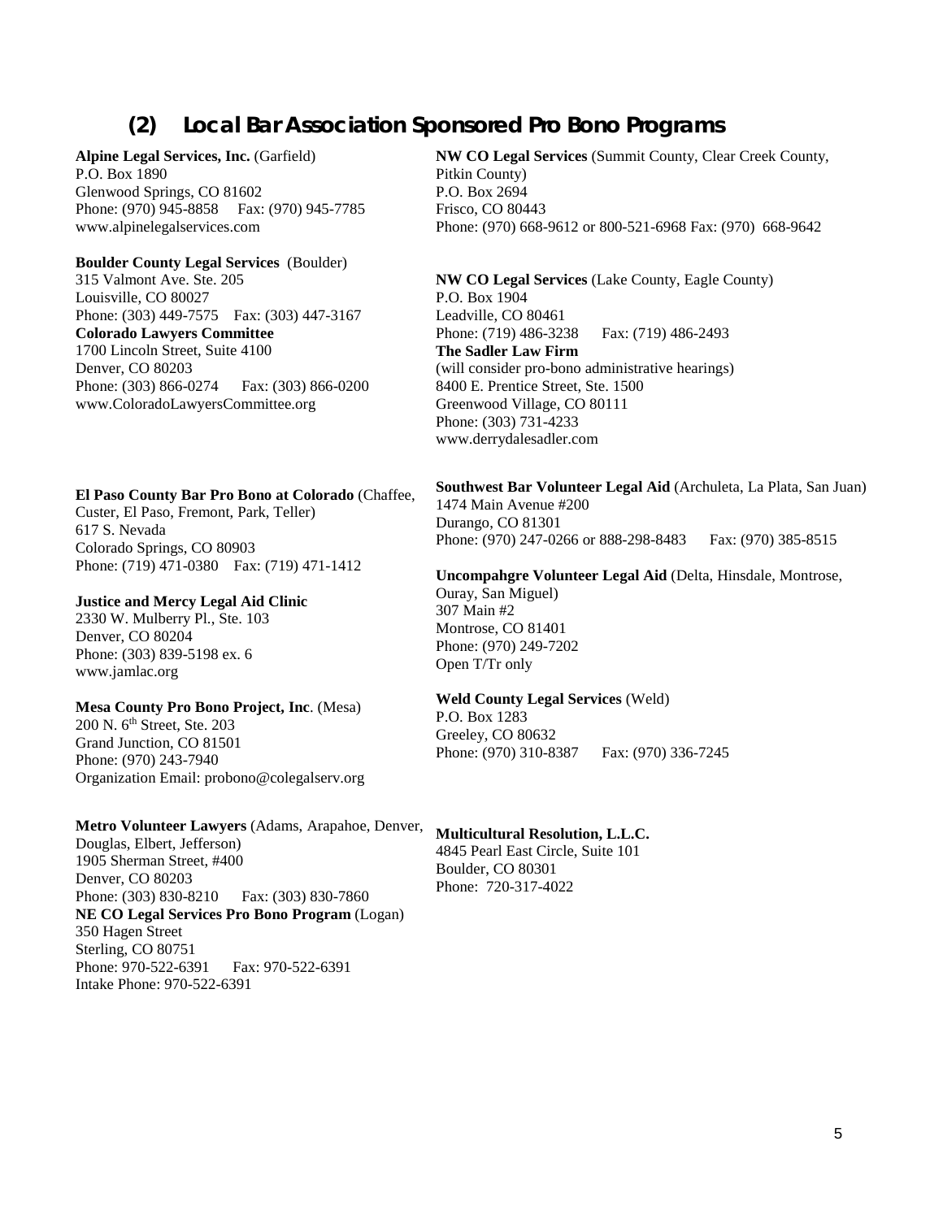## (2) Local Bar Association Sponsored Pro Bono Programs

**Alpine Legal Services, Inc.** (Garfield)
P.O. Box 1890
Glenwood Springs, CO 81602
Phone: (970) 945-8858 Fax: (970) 945-7785
www.alpinelegalservices.com

**Boulder County Legal Services** (Boulder)
315 Valmont Ave. Ste. 205
Louisville, CO 80027
Phone: (303) 449-7575 Fax: (303) 447-3167

**Colorado Lawyers Committee**
1700 Lincoln Street, Suite 4100
Denver, CO 80203
Phone: (303) 866-0274 Fax: (303) 866-0200
www.ColoradoLawyersCommittee.org

**El Paso County Bar Pro Bono at Colorado** (Chaffee, Custer, El Paso, Fremont, Park, Teller)
617 S. Nevada
Colorado Springs, CO 80903
Phone: (719) 471-0380 Fax: (719) 471-1412

**Justice and Mercy Legal Aid Clinic**
2330 W. Mulberry Pl., Ste. 103
Denver, CO 80204
Phone: (303) 839-5198 ex. 6
www.jamlac.org

**Mesa County Pro Bono Project, Inc**. (Mesa)
200 N. 6th Street, Ste. 203
Grand Junction, CO 81501
Phone: (970) 243-7940
Organization Email: probono@colegalserv.org

**Metro Volunteer Lawyers** (Adams, Arapahoe, Denver, Douglas, Elbert, Jefferson)
1905 Sherman Street, #400
Denver, CO 80203
Phone: (303) 830-8210 Fax: (303) 830-7860

**NE CO Legal Services Pro Bono Program** (Logan)
350 Hagen Street
Sterling, CO 80751
Phone: 970-522-6391 Fax: 970-522-6391
Intake Phone: 970-522-6391

**NW CO Legal Services** (Summit County, Clear Creek County, Pitkin County)
P.O. Box 2694
Frisco, CO 80443
Phone: (970) 668-9612 or 800-521-6968 Fax: (970) 668-9642

**NW CO Legal Services** (Lake County, Eagle County)
P.O. Box 1904
Leadville, CO 80461
Phone: (719) 486-3238 Fax: (719) 486-2493

**The Sadler Law Firm**
(will consider pro-bono administrative hearings)
8400 E. Prentice Street, Ste. 1500
Greenwood Village, CO 80111
Phone: (303) 731-4233
www.derrydalesadler.com

**Southwest Bar Volunteer Legal Aid** (Archuleta, La Plata, San Juan)
1474 Main Avenue #200
Durango, CO 81301
Phone: (970) 247-0266 or 888-298-8483 Fax: (970) 385-8515

**Uncompahgre Volunteer Legal Aid** (Delta, Hinsdale, Montrose, Ouray, San Miguel)
307 Main #2
Montrose, CO 81401
Phone: (970) 249-7202
Open T/Tr only

**Weld County Legal Services** (Weld)
P.O. Box 1283
Greeley, CO 80632
Phone: (970) 310-8387 Fax: (970) 336-7245

**Multicultural Resolution, L.L.C.**
4845 Pearl East Circle, Suite 101
Boulder, CO 80301
Phone: 720-317-4022